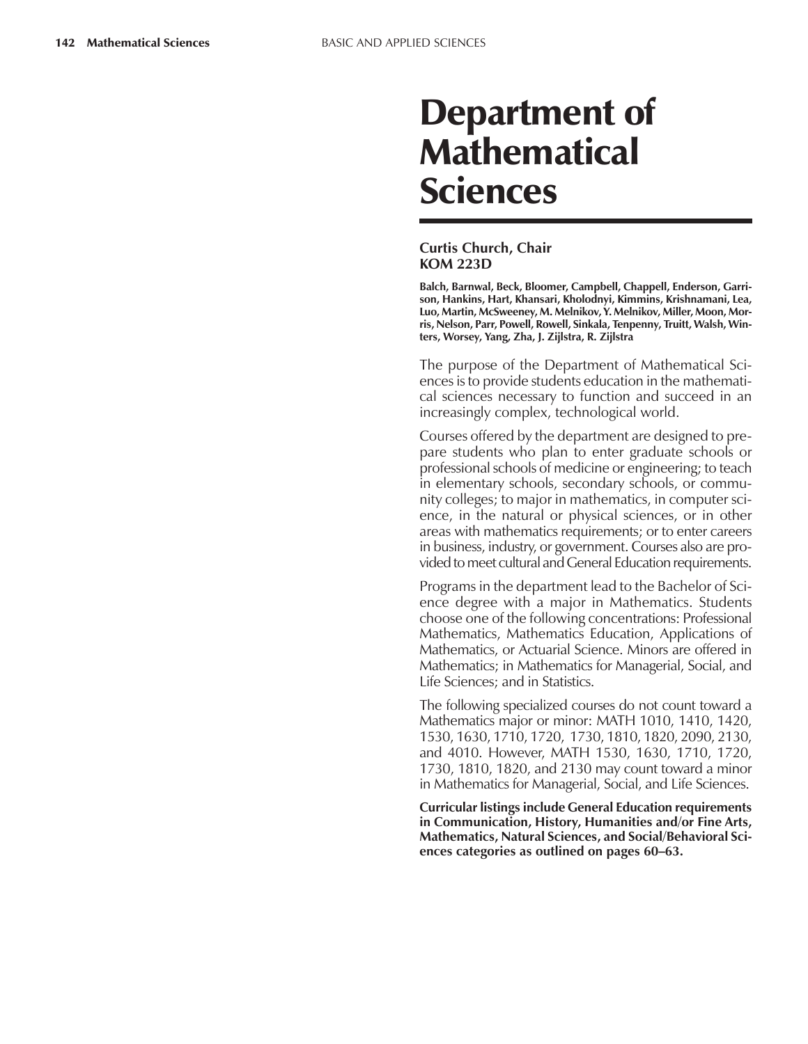# Department of Mathematical Sciences

**Curtis Church, Chair**
**KOM 223D**

**Balch, Barnwal, Beck, Bloomer, Campbell, Chappell, Enderson, Garrison, Hankins, Hart, Khansari, Kholodnyi, Kimmins, Krishnamani, Lea, Luo, Martin, McSweeney, M. Melnikov, Y. Melnikov, Miller, Moon, Morris, Nelson, Parr, Powell, Rowell, Sinkala, Tenpenny, Truitt, Walsh, Winters, Worsey, Yang, Zha, J. Zijlstra, R. Zijlstra**

The purpose of the Department of Mathematical Sciences is to provide students education in the mathematical sciences necessary to function and succeed in an increasingly complex, technological world.

Courses offered by the department are designed to prepare students who plan to enter graduate schools or professional schools of medicine or engineering; to teach in elementary schools, secondary schools, or community colleges; to major in mathematics, in computer science, in the natural or physical sciences, or in other areas with mathematics requirements; or to enter careers in business, industry, or government. Courses also are provided to meet cultural and General Education requirements.

Programs in the department lead to the Bachelor of Science degree with a major in Mathematics. Students choose one of the following concentrations: Professional Mathematics, Mathematics Education, Applications of Mathematics, or Actuarial Science. Minors are offered in Mathematics; in Mathematics for Managerial, Social, and Life Sciences; and in Statistics.

The following specialized courses do not count toward a Mathematics major or minor: MATH 1010, 1410, 1420, 1530, 1630, 1710, 1720, 1730, 1810, 1820, 2090, 2130, and 4010. However, MATH 1530, 1630, 1710, 1720, 1730, 1810, 1820, and 2130 may count toward a minor in Mathematics for Managerial, Social, and Life Sciences.

**Curricular listings include General Education requirements in Communication, History, Humanities and/or Fine Arts, Mathematics, Natural Sciences, and Social/Behavioral Sciences categories as outlined on pages 60–63.**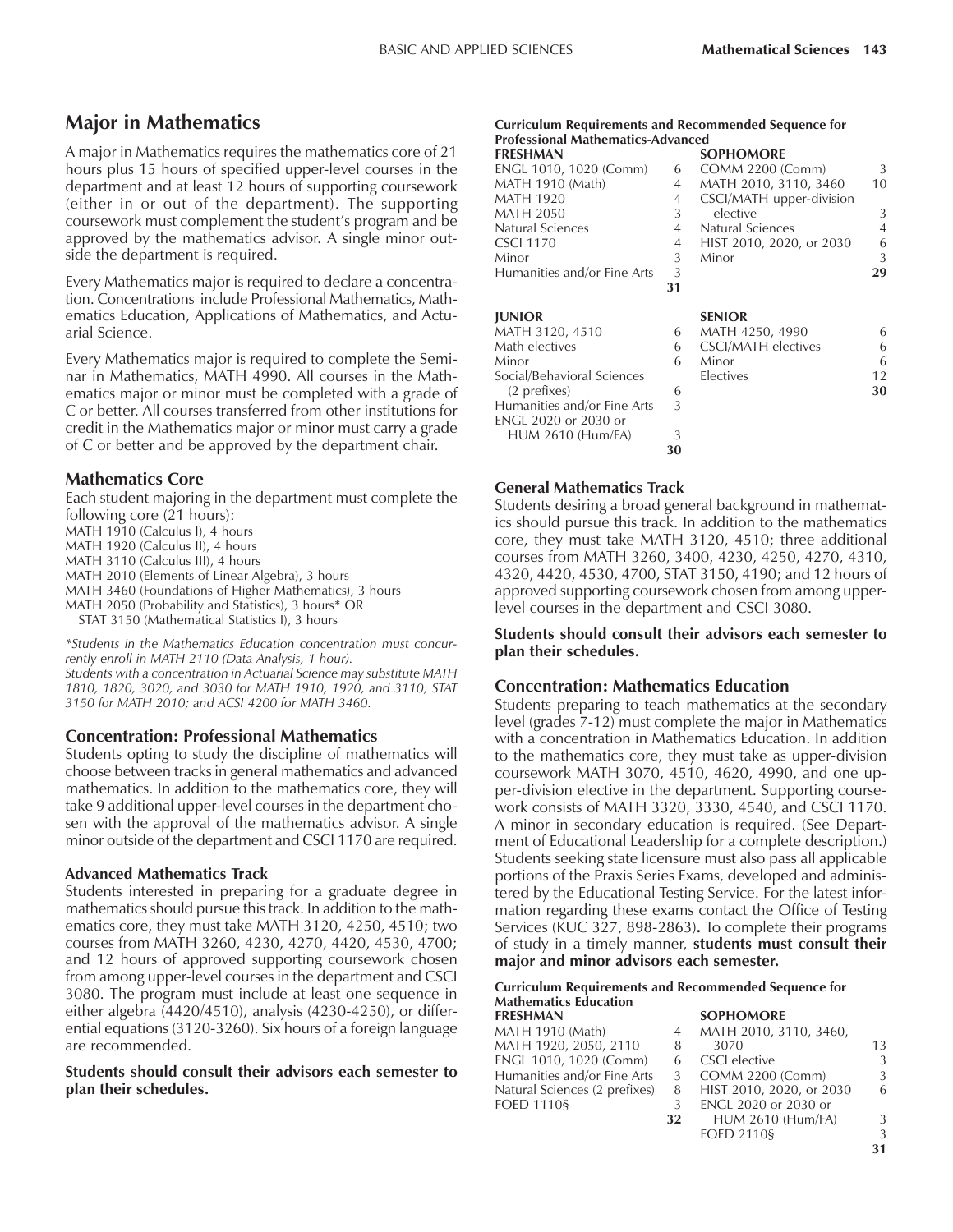## Major in Mathematics

A major in Mathematics requires the mathematics core of 21 hours plus 15 hours of specified upper-level courses in the department and at least 12 hours of supporting coursework (either in or out of the department). The supporting coursework must complement the student's program and be approved by the mathematics advisor. A single minor outside the department is required.

Every Mathematics major is required to declare a concentration. Concentrations include Professional Mathematics, Mathematics Education, Applications of Mathematics, and Actuarial Science.

Every Mathematics major is required to complete the Seminar in Mathematics, MATH 4990. All courses in the Mathematics major or minor must be completed with a grade of C or better. All courses transferred from other institutions for credit in the Mathematics major or minor must carry a grade of C or better and be approved by the department chair.

### Mathematics Core

Each student majoring in the department must complete the following core (21 hours):

MATH 1910 (Calculus I), 4 hours
MATH 1920 (Calculus II), 4 hours
MATH 3110 (Calculus III), 4 hours
MATH 2010 (Elements of Linear Algebra), 3 hours
MATH 3460 (Foundations of Higher Mathematics), 3 hours
MATH 2050 (Probability and Statistics), 3 hours* OR
STAT 3150 (Mathematical Statistics I), 3 hours

*\*Students in the Mathematics Education concentration must concurrently enroll in MATH 2110 (Data Analysis, 1 hour).*
*Students with a concentration in Actuarial Science may substitute MATH 1810, 1820, 3020, and 3030 for MATH 1910, 1920, and 3110; STAT 3150 for MATH 2010; and ACSI 4200 for MATH 3460.*

### Concentration: Professional Mathematics

Students opting to study the discipline of mathematics will choose between tracks in general mathematics and advanced mathematics. In addition to the mathematics core, they will take 9 additional upper-level courses in the department chosen with the approval of the mathematics advisor. A single minor outside of the department and CSCI 1170 are required.

#### Advanced Mathematics Track

Students interested in preparing for a graduate degree in mathematics should pursue this track. In addition to the mathematics core, they must take MATH 3120, 4250, 4510; two courses from MATH 3260, 4230, 4270, 4420, 4530, 4700; and 12 hours of approved supporting coursework chosen from among upper-level courses in the department and CSCI 3080. The program must include at least one sequence in either algebra (4420/4510), analysis (4230-4250), or differential equations (3120-3260). Six hours of a foreign language are recommended.

**Students should consult their advisors each semester to plan their schedules.**

**Curriculum Requirements and Recommended Sequence for Professional Mathematics-Advanced**

| FRESHMAN | | SOPHOMORE | |
|---|---|---|---|
| ENGL 1010, 1020 (Comm) | 6 | COMM 2200 (Comm) | 3 |
| MATH 1910 (Math) | 4 | MATH 2010, 3110, 3460 | 10 |
| MATH 1920 | 4 | CSCI/MATH upper-division elective | 3 |
| MATH 2050 | 3 | Natural Sciences | 4 |
| Natural Sciences | 4 | HIST 2010, 2020, or 2030 | 6 |
| CSCI 1170 | 4 | Minor | 3 |
| Minor | 3 | | **29** |
| Humanities and/or Fine Arts | 3 | | |
| | **31** | | |

| JUNIOR | | SENIOR | |
|---|---|---|---|
| MATH 3120, 4510 | 6 | MATH 4250, 4990 | 6 |
| Math electives | 6 | CSCI/MATH electives | 6 |
| Minor | 6 | Minor | 6 |
| Social/Behavioral Sciences (2 prefixes) | 6 | Electives | 12 |
| Humanities and/or Fine Arts | 3 | | **30** |
| ENGL 2020 or 2030 or HUM 2610 (Hum/FA) | 3 | | |
| | **30** | | |

#### General Mathematics Track

Students desiring a broad general background in mathematics should pursue this track. In addition to the mathematics core, they must take MATH 3120, 4510; three additional courses from MATH 3260, 3400, 4230, 4250, 4270, 4310, 4320, 4420, 4530, 4700, STAT 3150, 4190; and 12 hours of approved supporting coursework chosen from among upper-level courses in the department and CSCI 3080.

**Students should consult their advisors each semester to plan their schedules.**

### Concentration: Mathematics Education

Students preparing to teach mathematics at the secondary level (grades 7-12) must complete the major in Mathematics with a concentration in Mathematics Education. In addition to the mathematics core, they must take as upper-division coursework MATH 3070, 4510, 4620, 4990, and one upper-division elective in the department. Supporting coursework consists of MATH 3320, 3330, 4540, and CSCI 1170. A minor in secondary education is required. (See Department of Educational Leadership for a complete description.) Students seeking state licensure must also pass all applicable portions of the Praxis Series Exams, developed and administered by the Educational Testing Service. For the latest information regarding these exams contact the Office of Testing Services (KUC 327, 898-2863)**.** To complete their programs of study in a timely manner, **students must consult their major and minor advisors each semester.**

**Curriculum Requirements and Recommended Sequence for Mathematics Education**

| FRESHMAN | | SOPHOMORE | |
|---|---|---|---|
| MATH 1910 (Math) | 4 | MATH 2010, 3110, 3460, 3070 | 13 |
| MATH 1920, 2050, 2110 | 8 | CSCI elective | 3 |
| ENGL 1010, 1020 (Comm) | 6 | COMM 2200 (Comm) | 3 |
| Humanities and/or Fine Arts | 3 | HIST 2010, 2020, or 2030 | 6 |
| Natural Sciences (2 prefixes) | 8 | ENGL 2020 or 2030 or HUM 2610 (Hum/FA) | 3 |
| FOED 1110§ | 3 | FOED 2110§ | 3 |
| | **32** | | **31** |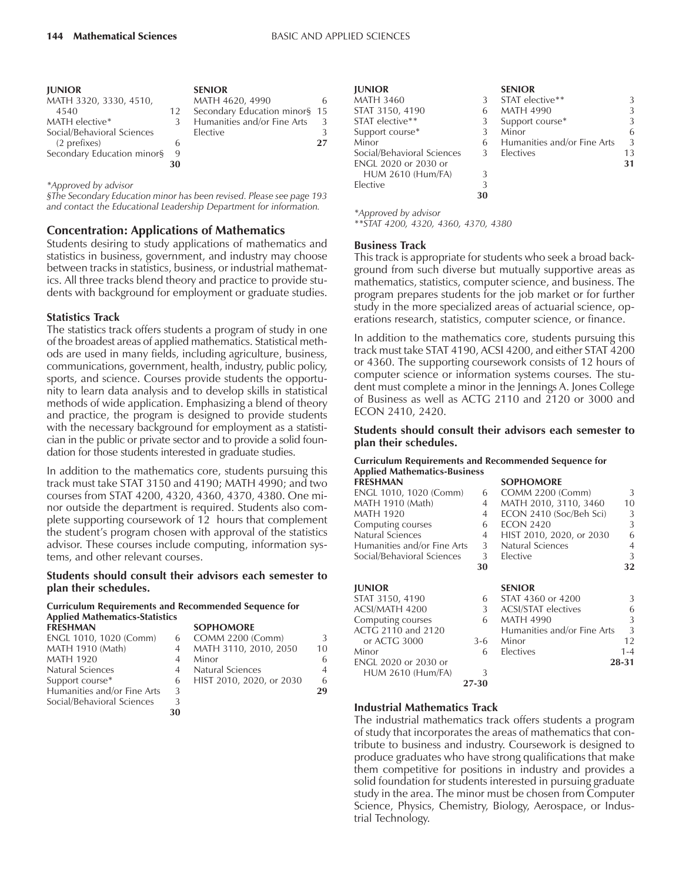| JUNIOR | | SENIOR | |
|---|---|---|---|
| MATH 3320, 3330, 4510, 4540 | 12 | MATH 4620, 4990 | 6 |
| MATH elective* | 3 | Secondary Education minor§ | 15 |
| Social/Behavioral Sciences (2 prefixes) | 6 | Humanities and/or Fine Arts | 3 |
| Secondary Education minor§ | 9 | Elective | 3 |
| | **30** | | **27** |

*Approved by advisor

*§The Secondary Education minor has been revised. Please see page 193 and contact the Educational Leadership Department for information.*

## Concentration: Applications of Mathematics

Students desiring to study applications of mathematics and statistics in business, government, and industry may choose between tracks in statistics, business, or industrial mathematics. All three tracks blend theory and practice to provide students with background for employment or graduate studies.

### Statistics Track

The statistics track offers students a program of study in one of the broadest areas of applied mathematics. Statistical methods are used in many fields, including agriculture, business, communications, government, health, industry, public policy, sports, and science. Courses provide students the opportunity to learn data analysis and to develop skills in statistical methods of wide application. Emphasizing a blend of theory and practice, the program is designed to provide students with the necessary background for employment as a statistician in the public or private sector and to provide a solid foundation for those students interested in graduate studies.

In addition to the mathematics core, students pursuing this track must take STAT 3150 and 4190; MATH 4990; and two courses from STAT 4200, 4320, 4360, 4370, 4380. One minor outside the department is required. Students also complete supporting coursework of 12 hours that complement the student's program chosen with approval of the statistics advisor. These courses include computing, information systems, and other relevant courses.

**Students should consult their advisors each semester to plan their schedules.**

**Curriculum Requirements and Recommended Sequence for Applied Mathematics-Statistics**

| FRESHMAN | | SOPHOMORE | |
|---|---|---|---|
| ENGL 1010, 1020 (Comm) | 6 | COMM 2200 (Comm) | 3 |
| MATH 1910 (Math) | 4 | MATH 3110, 2010, 2050 | 10 |
| MATH 1920 | 4 | Minor | 6 |
| Natural Sciences | 4 | Natural Sciences | 4 |
| Support course* | 6 | HIST 2010, 2020, or 2030 | 6 |
| Humanities and/or Fine Arts | 3 | | **29** |
| Social/Behavioral Sciences | 3 | | |
| | **30** | | |

| JUNIOR | | SENIOR | |
|---|---|---|---|
| MATH 3460 | 3 | STAT elective** | 3 |
| STAT 3150, 4190 | 6 | MATH 4990 | 3 |
| STAT elective** | 3 | Support course* | 3 |
| Support course* | 3 | Minor | 6 |
| Minor | 6 | Humanities and/or Fine Arts | 3 |
| Social/Behavioral Sciences | 3 | Electives | 13 |
| ENGL 2020 or 2030 or HUM 2610 (Hum/FA) | 3 | | **31** |
| Elective | 3 | | |
| | **30** | | |

*Approved by advisor

**STAT 4200, 4320, 4360, 4370, 4380

### Business Track

This track is appropriate for students who seek a broad background from such diverse but mutually supportive areas as mathematics, statistics, computer science, and business. The program prepares students for the job market or for further study in the more specialized areas of actuarial science, operations research, statistics, computer science, or finance.

In addition to the mathematics core, students pursuing this track must take STAT 4190, ACSI 4200, and either STAT 4200 or 4360. The supporting coursework consists of 12 hours of computer science or information systems courses. The student must complete a minor in the Jennings A. Jones College of Business as well as ACTG 2110 and 2120 or 3000 and ECON 2410, 2420.

**Students should consult their advisors each semester to plan their schedules.**

**Curriculum Requirements and Recommended Sequence for Applied Mathematics-Business**

| FRESHMAN | | SOPHOMORE | |
|---|---|---|---|
| ENGL 1010, 1020 (Comm) | 6 | COMM 2200 (Comm) | 3 |
| MATH 1910 (Math) | 4 | MATH 2010, 3110, 3460 | 10 |
| MATH 1920 | 4 | ECON 2410 (Soc/Beh Sci) | 3 |
| Computing courses | 6 | ECON 2420 | 3 |
| Natural Sciences | 4 | HIST 2010, 2020, or 2030 | 6 |
| Humanities and/or Fine Arts | 3 | Natural Sciences | 4 |
| Social/Behavioral Sciences | 3 | Elective | 3 |
| | **30** | | **32** |

| JUNIOR | | SENIOR | |
|---|---|---|---|
| STAT 3150, 4190 | 6 | STAT 4360 or 4200 | 3 |
| ACSI/MATH 4200 | 3 | ACSI/STAT electives | 6 |
| Computing courses | 6 | MATH 4990 | 3 |
| ACTG 2110 and 2120 or ACTG 3000 | 3-6 | Humanities and/or Fine Arts | 3 |
| Minor | 6 | Minor | 12 |
| ENGL 2020 or 2030 or HUM 2610 (Hum/FA) | 3 | Electives | 1-4 |
| | **27-30** | | **28-31** |

### Industrial Mathematics Track

The industrial mathematics track offers students a program of study that incorporates the areas of mathematics that contribute to business and industry. Coursework is designed to produce graduates who have strong qualifications that make them competitive for positions in industry and provides a solid foundation for students interested in pursuing graduate study in the area. The minor must be chosen from Computer Science, Physics, Chemistry, Biology, Aerospace, or Industrial Technology.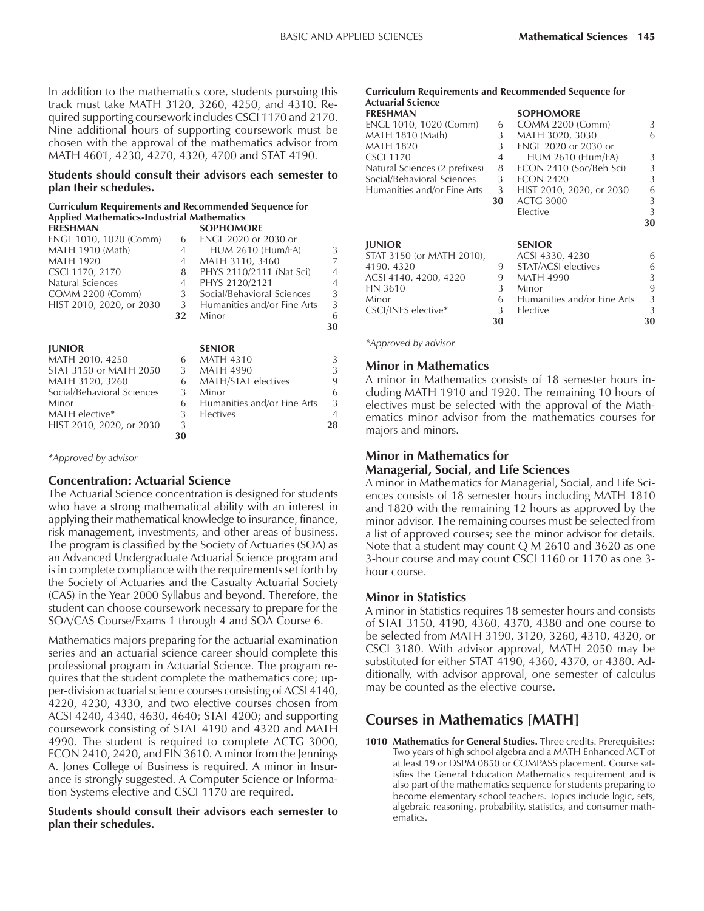In addition to the mathematics core, students pursuing this track must take MATH 3120, 3260, 4250, and 4310. Required supporting coursework includes CSCI 1170 and 2170. Nine additional hours of supporting coursework must be chosen with the approval of the mathematics advisor from MATH 4601, 4230, 4270, 4320, 4700 and STAT 4190.

**Students should consult their advisors each semester to plan their schedules.**

**Curriculum Requirements and Recommended Sequence for Applied Mathematics-Industrial Mathematics**

| FRESHMAN | | SOPHOMORE | |
|---|---|---|---|
| ENGL 1010, 1020 (Comm) | 6 | ENGL 2020 or 2030 or HUM 2610 (Hum/FA) | 3 |
| MATH 1910 (Math) | 4 | MATH 3110, 3460 | 7 |
| MATH 1920 | 4 | PHYS 2110/2111 (Nat Sci) | 4 |
| CSCI 1170, 2170 | 8 | PHYS 2120/2121 | 4 |
| Natural Sciences | 4 | Social/Behavioral Sciences | 3 |
| COMM 2200 (Comm) | 3 | Humanities and/or Fine Arts | 3 |
| HIST 2010, 2020, or 2030 | 3 | Minor | 6 |
| | **32** | | **30** |

| JUNIOR | | SENIOR | |
|---|---|---|---|
| MATH 2010, 4250 | 6 | MATH 4310 | 3 |
| STAT 3150 or MATH 2050 | 3 | MATH 4990 | 3 |
| MATH 3120, 3260 | 6 | MATH/STAT electives | 9 |
| Social/Behavioral Sciences | 3 | Minor | 6 |
| Minor | 6 | Humanities and/or Fine Arts | 3 |
| MATH elective* | 3 | Electives | 4 |
| HIST 2010, 2020, or 2030 | 3 | | **28** |
| | **30** | | |

*Approved by advisor*

## Concentration: Actuarial Science

The Actuarial Science concentration is designed for students who have a strong mathematical ability with an interest in applying their mathematical knowledge to insurance, finance, risk management, investments, and other areas of business. The program is classified by the Society of Actuaries (SOA) as an Advanced Undergraduate Actuarial Science program and is in complete compliance with the requirements set forth by the Society of Actuaries and the Casualty Actuarial Society (CAS) in the Year 2000 Syllabus and beyond. Therefore, the student can choose coursework necessary to prepare for the SOA/CAS Course/Exams 1 through 4 and SOA Course 6.

Mathematics majors preparing for the actuarial examination series and an actuarial science career should complete this professional program in Actuarial Science. The program requires that the student complete the mathematics core; upper-division actuarial science courses consisting of ACSI 4140, 4220, 4230, 4330, and two elective courses chosen from ACSI 4240, 4340, 4630, 4640; STAT 4200; and supporting coursework consisting of STAT 4190 and 4320 and MATH 4990. The student is required to complete ACTG 3000, ECON 2410, 2420, and FIN 3610. A minor from the Jennings A. Jones College of Business is required. A minor in Insurance is strongly suggested. A Computer Science or Information Systems elective and CSCI 1170 are required.

**Students should consult their advisors each semester to plan their schedules.**

**Curriculum Requirements and Recommended Sequence for Actuarial Science**

| FRESHMAN | | SOPHOMORE | |
|---|---|---|---|
| ENGL 1010, 1020 (Comm) | 6 | COMM 2200 (Comm) | 3 |
| MATH 1810 (Math) | 3 | MATH 3020, 3030 | 6 |
| MATH 1820 | 3 | ENGL 2020 or 2030 or HUM 2610 (Hum/FA) | 3 |
| CSCI 1170 | 4 | ECON 2410 (Soc/Beh Sci) | 3 |
| Natural Sciences (2 prefixes) | 8 | ECON 2420 | 3 |
| Social/Behavioral Sciences | 3 | HIST 2010, 2020, or 2030 | 6 |
| Humanities and/or Fine Arts | 3 | ACTG 3000 | 3 |
| | **30** | Elective | 3 |
| | | | **30** |

| JUNIOR | | SENIOR | |
|---|---|---|---|
| STAT 3150 (or MATH 2010), 4190, 4320 | 9 | ACSI 4330, 4230 | 6 |
| ACSI 4140, 4200, 4220 | 9 | STAT/ACSI electives | 6 |
| FIN 3610 | 3 | MATH 4990 | 3 |
| Minor | 6 | Minor | 9 |
| CSCI/INFS elective* | 3 | Humanities and/or Fine Arts | 3 |
| | | Elective | 3 |
| | **30** | | **30** |

*Approved by advisor*

## Minor in Mathematics

A minor in Mathematics consists of 18 semester hours including MATH 1910 and 1920. The remaining 10 hours of electives must be selected with the approval of the Mathematics minor advisor from the mathematics courses for majors and minors.

## Minor in Mathematics for Managerial, Social, and Life Sciences

A minor in Mathematics for Managerial, Social, and Life Sciences consists of 18 semester hours including MATH 1810 and 1820 with the remaining 12 hours as approved by the minor advisor. The remaining courses must be selected from a list of approved courses; see the minor advisor for details. Note that a student may count Q M 2610 and 3620 as one 3-hour course and may count CSCI 1160 or 1170 as one 3-hour course.

## Minor in Statistics

A minor in Statistics requires 18 semester hours and consists of STAT 3150, 4190, 4360, 4370, 4380 and one course to be selected from MATH 3190, 3120, 3260, 4310, 4320, or CSCI 3180. With advisor approval, MATH 2050 may be substituted for either STAT 4190, 4360, 4370, or 4380. Additionally, with advisor approval, one semester of calculus may be counted as the elective course.

# Courses in Mathematics [MATH]

**1010 Mathematics for General Studies.** Three credits. Prerequisites: Two years of high school algebra and a MATH Enhanced ACT of at least 19 or DSPM 0850 or COMPASS placement. Course satisfies the General Education Mathematics requirement and is also part of the mathematics sequence for students preparing to become elementary school teachers. Topics include logic, sets, algebraic reasoning, probability, statistics, and consumer mathematics.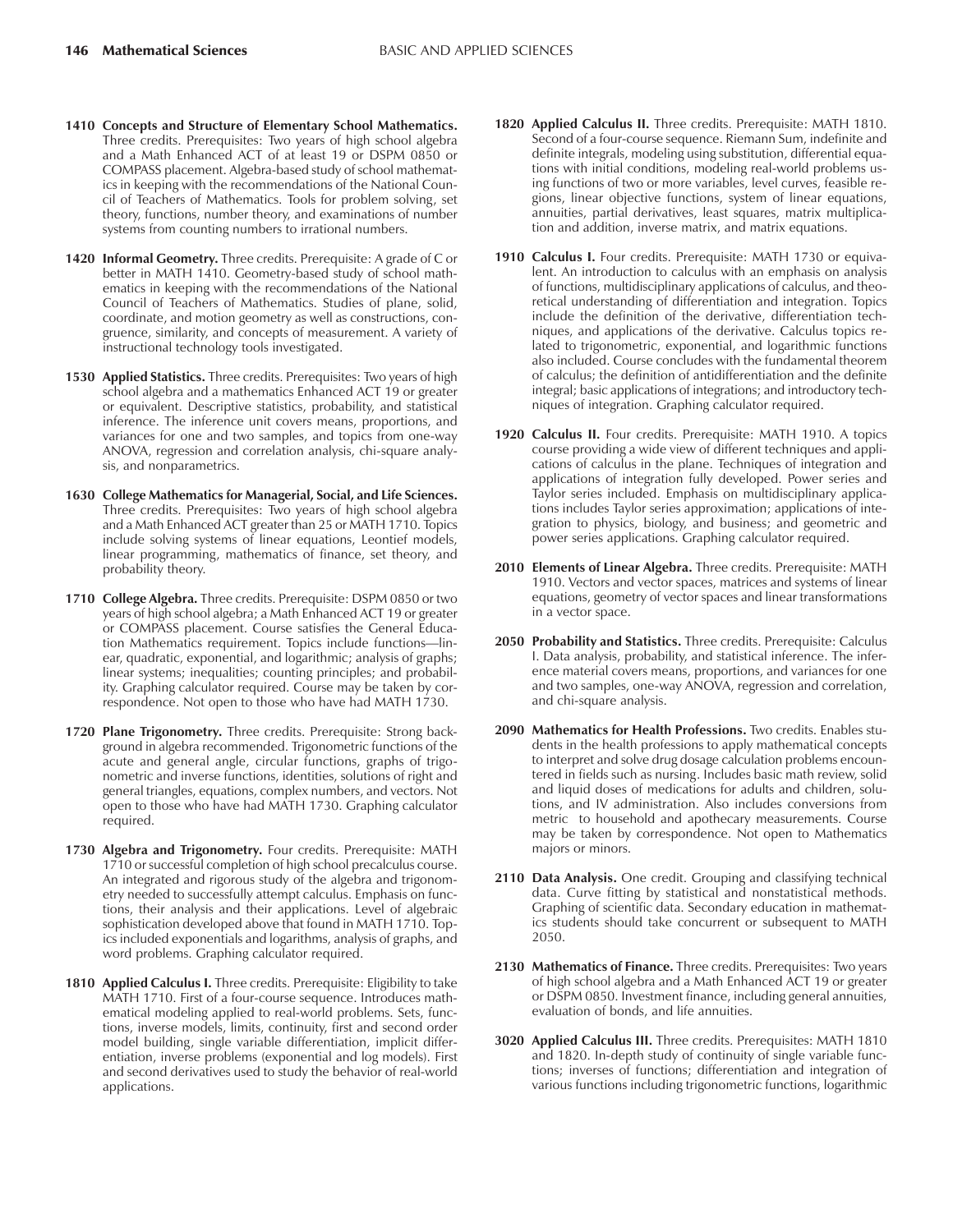**1410 Concepts and Structure of Elementary School Mathematics.** Three credits. Prerequisites: Two years of high school algebra and a Math Enhanced ACT of at least 19 or DSPM 0850 or COMPASS placement. Algebra-based study of school mathematics in keeping with the recommendations of the National Council of Teachers of Mathematics. Tools for problem solving, set theory, functions, number theory, and examinations of number systems from counting numbers to irrational numbers.

**1420 Informal Geometry.** Three credits. Prerequisite: A grade of C or better in MATH 1410. Geometry-based study of school mathematics in keeping with the recommendations of the National Council of Teachers of Mathematics. Studies of plane, solid, coordinate, and motion geometry as well as constructions, congruence, similarity, and concepts of measurement. A variety of instructional technology tools investigated.

**1530 Applied Statistics.** Three credits. Prerequisites: Two years of high school algebra and a mathematics Enhanced ACT 19 or greater or equivalent. Descriptive statistics, probability, and statistical inference. The inference unit covers means, proportions, and variances for one and two samples, and topics from one-way ANOVA, regression and correlation analysis, chi-square analysis, and nonparametrics.

**1630 College Mathematics for Managerial, Social, and Life Sciences.** Three credits. Prerequisites: Two years of high school algebra and a Math Enhanced ACT greater than 25 or MATH 1710. Topics include solving systems of linear equations, Leontief models, linear programming, mathematics of finance, set theory, and probability theory.

**1710 College Algebra.** Three credits. Prerequisite: DSPM 0850 or two years of high school algebra; a Math Enhanced ACT 19 or greater or COMPASS placement. Course satisfies the General Education Mathematics requirement. Topics include functions—linear, quadratic, exponential, and logarithmic; analysis of graphs; linear systems; inequalities; counting principles; and probability. Graphing calculator required. Course may be taken by correspondence. Not open to those who have had MATH 1730.

**1720 Plane Trigonometry.** Three credits. Prerequisite: Strong background in algebra recommended. Trigonometric functions of the acute and general angle, circular functions, graphs of trigonometric and inverse functions, identities, solutions of right and general triangles, equations, complex numbers, and vectors. Not open to those who have had MATH 1730. Graphing calculator required.

**1730 Algebra and Trigonometry.** Four credits. Prerequisite: MATH 1710 or successful completion of high school precalculus course. An integrated and rigorous study of the algebra and trigonometry needed to successfully attempt calculus. Emphasis on functions, their analysis and their applications. Level of algebraic sophistication developed above that found in MATH 1710. Topics included exponentials and logarithms, analysis of graphs, and word problems. Graphing calculator required.

**1810 Applied Calculus I.** Three credits. Prerequisite: Eligibility to take MATH 1710. First of a four-course sequence. Introduces mathematical modeling applied to real-world problems. Sets, functions, inverse models, limits, continuity, first and second order model building, single variable differentiation, implicit differentiation, inverse problems (exponential and log models). First and second derivatives used to study the behavior of real-world applications.

**1820 Applied Calculus II.** Three credits. Prerequisite: MATH 1810. Second of a four-course sequence. Riemann Sum, indefinite and definite integrals, modeling using substitution, differential equations with initial conditions, modeling real-world problems using functions of two or more variables, level curves, feasible regions, linear objective functions, system of linear equations, annuities, partial derivatives, least squares, matrix multiplication and addition, inverse matrix, and matrix equations.

**1910 Calculus I.** Four credits. Prerequisite: MATH 1730 or equivalent. An introduction to calculus with an emphasis on analysis of functions, multidisciplinary applications of calculus, and theoretical understanding of differentiation and integration. Topics include the definition of the derivative, differentiation techniques, and applications of the derivative. Calculus topics related to trigonometric, exponential, and logarithmic functions also included. Course concludes with the fundamental theorem of calculus; the definition of antidifferentiation and the definite integral; basic applications of integrations; and introductory techniques of integration. Graphing calculator required.

**1920 Calculus II.** Four credits. Prerequisite: MATH 1910. A topics course providing a wide view of different techniques and applications of calculus in the plane. Techniques of integration and applications of integration fully developed. Power series and Taylor series included. Emphasis on multidisciplinary applications includes Taylor series approximation; applications of integration to physics, biology, and business; and geometric and power series applications. Graphing calculator required.

**2010 Elements of Linear Algebra.** Three credits. Prerequisite: MATH 1910. Vectors and vector spaces, matrices and systems of linear equations, geometry of vector spaces and linear transformations in a vector space.

**2050 Probability and Statistics.** Three credits. Prerequisite: Calculus I. Data analysis, probability, and statistical inference. The inference material covers means, proportions, and variances for one and two samples, one-way ANOVA, regression and correlation, and chi-square analysis.

**2090 Mathematics for Health Professions.** Two credits. Enables students in the health professions to apply mathematical concepts to interpret and solve drug dosage calculation problems encountered in fields such as nursing. Includes basic math review, solid and liquid doses of medications for adults and children, solutions, and IV administration. Also includes conversions from metric to household and apothecary measurements. Course may be taken by correspondence. Not open to Mathematics majors or minors.

**2110 Data Analysis.** One credit. Grouping and classifying technical data. Curve fitting by statistical and nonstatistical methods. Graphing of scientific data. Secondary education in mathematics students should take concurrent or subsequent to MATH 2050.

**2130 Mathematics of Finance.** Three credits. Prerequisites: Two years of high school algebra and a Math Enhanced ACT 19 or greater or DSPM 0850. Investment finance, including general annuities, evaluation of bonds, and life annuities.

**3020 Applied Calculus III.** Three credits. Prerequisites: MATH 1810 and 1820. In-depth study of continuity of single variable functions; inverses of functions; differentiation and integration of various functions including trigonometric functions, logarithmic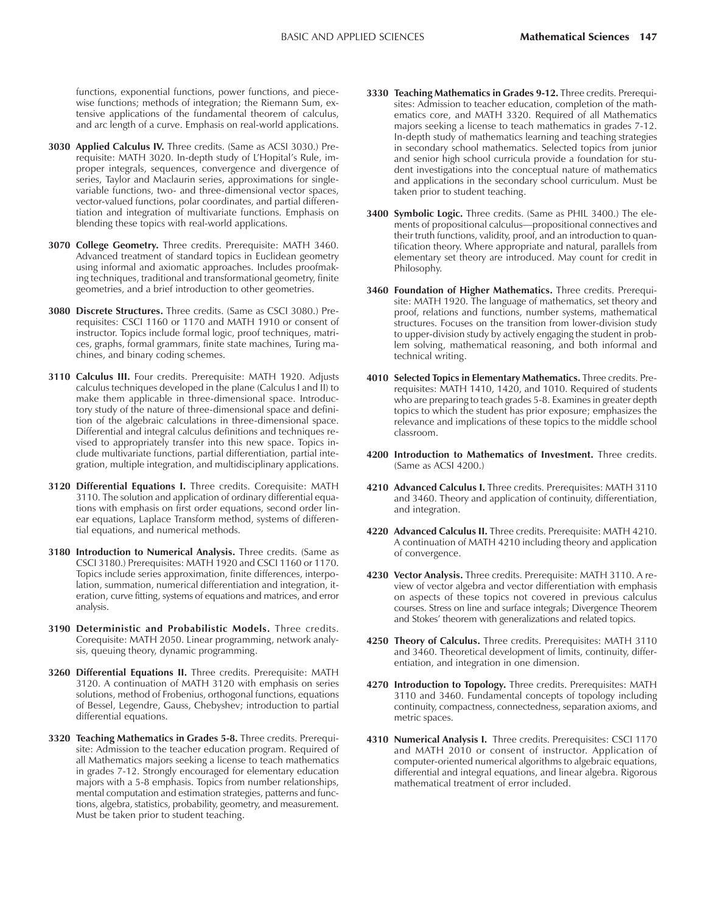functions, exponential functions, power functions, and piecewise functions; methods of integration; the Riemann Sum, extensive applications of the fundamental theorem of calculus, and arc length of a curve. Emphasis on real-world applications.

**3030 Applied Calculus IV.** Three credits. (Same as ACSI 3030.) Prerequisite: MATH 3020. In-depth study of L'Hopital's Rule, improper integrals, sequences, convergence and divergence of series, Taylor and Maclaurin series, approximations for single-variable functions, two- and three-dimensional vector spaces, vector-valued functions, polar coordinates, and partial differentiation and integration of multivariate functions. Emphasis on blending these topics with real-world applications.

**3070 College Geometry.** Three credits. Prerequisite: MATH 3460. Advanced treatment of standard topics in Euclidean geometry using informal and axiomatic approaches. Includes proofmaking techniques, traditional and transformational geometry, finite geometries, and a brief introduction to other geometries.

**3080 Discrete Structures.** Three credits. (Same as CSCI 3080.) Prerequisites: CSCI 1160 or 1170 and MATH 1910 or consent of instructor. Topics include formal logic, proof techniques, matrices, graphs, formal grammars, finite state machines, Turing machines, and binary coding schemes.

**3110 Calculus III.** Four credits. Prerequisite: MATH 1920. Adjusts calculus techniques developed in the plane (Calculus I and II) to make them applicable in three-dimensional space. Introductory study of the nature of three-dimensional space and definition of the algebraic calculations in three-dimensional space. Differential and integral calculus definitions and techniques revised to appropriately transfer into this new space. Topics include multivariate functions, partial differentiation, partial integration, multiple integration, and multidisciplinary applications.

**3120 Differential Equations I.** Three credits. Corequisite: MATH 3110. The solution and application of ordinary differential equations with emphasis on first order equations, second order linear equations, Laplace Transform method, systems of differential equations, and numerical methods.

**3180 Introduction to Numerical Analysis.** Three credits. (Same as CSCI 3180.) Prerequisites: MATH 1920 and CSCI 1160 or 1170. Topics include series approximation, finite differences, interpolation, summation, numerical differentiation and integration, iteration, curve fitting, systems of equations and matrices, and error analysis.

**3190 Deterministic and Probabilistic Models.** Three credits. Corequisite: MATH 2050. Linear programming, network analysis, queuing theory, dynamic programming.

**3260 Differential Equations II.** Three credits. Prerequisite: MATH 3120. A continuation of MATH 3120 with emphasis on series solutions, method of Frobenius, orthogonal functions, equations of Bessel, Legendre, Gauss, Chebyshev; introduction to partial differential equations.

**3320 Teaching Mathematics in Grades 5-8.** Three credits. Prerequisite: Admission to the teacher education program. Required of all Mathematics majors seeking a license to teach mathematics in grades 7-12. Strongly encouraged for elementary education majors with a 5-8 emphasis. Topics from number relationships, mental computation and estimation strategies, patterns and functions, algebra, statistics, probability, geometry, and measurement. Must be taken prior to student teaching.

**3330 Teaching Mathematics in Grades 9-12.** Three credits. Prerequisites: Admission to teacher education, completion of the mathematics core, and MATH 3320. Required of all Mathematics majors seeking a license to teach mathematics in grades 7-12. In-depth study of mathematics learning and teaching strategies in secondary school mathematics. Selected topics from junior and senior high school curricula provide a foundation for student investigations into the conceptual nature of mathematics and applications in the secondary school curriculum. Must be taken prior to student teaching.

**3400 Symbolic Logic.** Three credits. (Same as PHIL 3400.) The elements of propositional calculus—propositional connectives and their truth functions, validity, proof, and an introduction to quantification theory. Where appropriate and natural, parallels from elementary set theory are introduced. May count for credit in Philosophy.

**3460 Foundation of Higher Mathematics.** Three credits. Prerequisite: MATH 1920. The language of mathematics, set theory and proof, relations and functions, number systems, mathematical structures. Focuses on the transition from lower-division study to upper-division study by actively engaging the student in problem solving, mathematical reasoning, and both informal and technical writing.

**4010 Selected Topics in Elementary Mathematics.** Three credits. Prerequisites: MATH 1410, 1420, and 1010. Required of students who are preparing to teach grades 5-8. Examines in greater depth topics to which the student has prior exposure; emphasizes the relevance and implications of these topics to the middle school classroom.

**4200 Introduction to Mathematics of Investment.** Three credits. (Same as ACSI 4200.)

**4210 Advanced Calculus I.** Three credits. Prerequisites: MATH 3110 and 3460. Theory and application of continuity, differentiation, and integration.

**4220 Advanced Calculus II.** Three credits. Prerequisite: MATH 4210. A continuation of MATH 4210 including theory and application of convergence.

**4230 Vector Analysis.** Three credits. Prerequisite: MATH 3110. A review of vector algebra and vector differentiation with emphasis on aspects of these topics not covered in previous calculus courses. Stress on line and surface integrals; Divergence Theorem and Stokes' theorem with generalizations and related topics.

**4250 Theory of Calculus.** Three credits. Prerequisites: MATH 3110 and 3460. Theoretical development of limits, continuity, differentiation, and integration in one dimension.

**4270 Introduction to Topology.** Three credits. Prerequisites: MATH 3110 and 3460. Fundamental concepts of topology including continuity, compactness, connectedness, separation axioms, and metric spaces.

**4310 Numerical Analysis I.** Three credits. Prerequisites: CSCI 1170 and MATH 2010 or consent of instructor. Application of computer-oriented numerical algorithms to algebraic equations, differential and integral equations, and linear algebra. Rigorous mathematical treatment of error included.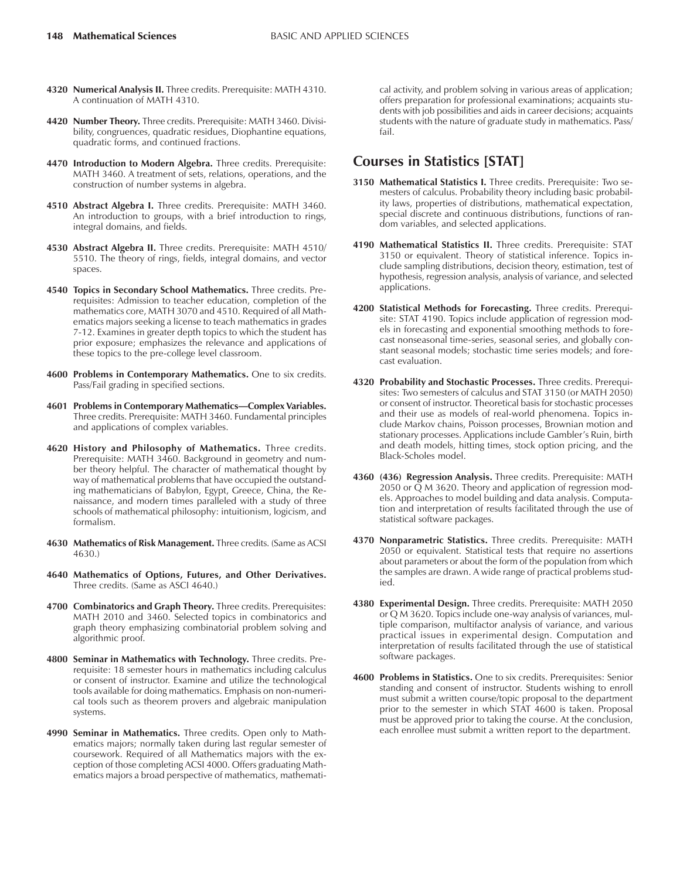**4320 Numerical Analysis II.** Three credits. Prerequisite: MATH 4310. A continuation of MATH 4310.

**4420 Number Theory.** Three credits. Prerequisite: MATH 3460. Divisibility, congruences, quadratic residues, Diophantine equations, quadratic forms, and continued fractions.

**4470 Introduction to Modern Algebra.** Three credits. Prerequisite: MATH 3460. A treatment of sets, relations, operations, and the construction of number systems in algebra.

**4510 Abstract Algebra I.** Three credits. Prerequisite: MATH 3460. An introduction to groups, with a brief introduction to rings, integral domains, and fields.

**4530 Abstract Algebra II.** Three credits. Prerequisite: MATH 4510/5510. The theory of rings, fields, integral domains, and vector spaces.

**4540 Topics in Secondary School Mathematics.** Three credits. Prerequisites: Admission to teacher education, completion of the mathematics core, MATH 3070 and 4510. Required of all Mathematics majors seeking a license to teach mathematics in grades 7-12. Examines in greater depth topics to which the student has prior exposure; emphasizes the relevance and applications of these topics to the pre-college level classroom.

**4600 Problems in Contemporary Mathematics.** One to six credits. Pass/Fail grading in specified sections.

**4601 Problems in Contemporary Mathematics—Complex Variables.** Three credits. Prerequisite: MATH 3460. Fundamental principles and applications of complex variables.

**4620 History and Philosophy of Mathematics.** Three credits. Prerequisite: MATH 3460. Background in geometry and number theory helpful. The character of mathematical thought by way of mathematical problems that have occupied the outstanding mathematicians of Babylon, Egypt, Greece, China, the Renaissance, and modern times paralleled with a study of three schools of mathematical philosophy: intuitionism, logicism, and formalism.

**4630 Mathematics of Risk Management.** Three credits. (Same as ACSI 4630.)

**4640 Mathematics of Options, Futures, and Other Derivatives.** Three credits. (Same as ASCI 4640.)

**4700 Combinatorics and Graph Theory.** Three credits. Prerequisites: MATH 2010 and 3460. Selected topics in combinatorics and graph theory emphasizing combinatorial problem solving and algorithmic proof.

**4800 Seminar in Mathematics with Technology.** Three credits. Prerequisite: 18 semester hours in mathematics including calculus or consent of instructor. Examine and utilize the technological tools available for doing mathematics. Emphasis on non-numerical tools such as theorem provers and algebraic manipulation systems.

**4990 Seminar in Mathematics.** Three credits. Open only to Mathematics majors; normally taken during last regular semester of coursework. Required of all Mathematics majors with the exception of those completing ACSI 4000. Offers graduating Mathematics majors a broad perspective of mathematics, mathematical activity, and problem solving in various areas of application; offers preparation for professional examinations; acquaints students with job possibilities and aids in career decisions; acquaints students with the nature of graduate study in mathematics. Pass/fail.

## Courses in Statistics [STAT]

**3150 Mathematical Statistics I.** Three credits. Prerequisite: Two semesters of calculus. Probability theory including basic probability laws, properties of distributions, mathematical expectation, special discrete and continuous distributions, functions of random variables, and selected applications.

**4190 Mathematical Statistics II.** Three credits. Prerequisite: STAT 3150 or equivalent. Theory of statistical inference. Topics include sampling distributions, decision theory, estimation, test of hypothesis, regression analysis, analysis of variance, and selected applications.

**4200 Statistical Methods for Forecasting.** Three credits. Prerequisite: STAT 4190. Topics include application of regression models in forecasting and exponential smoothing methods to forecast nonseasonal time-series, seasonal series, and globally constant seasonal models; stochastic time series models; and forecast evaluation.

**4320 Probability and Stochastic Processes.** Three credits. Prerequisites: Two semesters of calculus and STAT 3150 (or MATH 2050) or consent of instructor. Theoretical basis for stochastic processes and their use as models of real-world phenomena. Topics include Markov chains, Poisson processes, Brownian motion and stationary processes. Applications include Gambler's Ruin, birth and death models, hitting times, stock option pricing, and the Black-Scholes model.

**4360 (436) Regression Analysis.** Three credits. Prerequisite: MATH 2050 or Q M 3620. Theory and application of regression models. Approaches to model building and data analysis. Computation and interpretation of results facilitated through the use of statistical software packages.

**4370 Nonparametric Statistics.** Three credits. Prerequisite: MATH 2050 or equivalent. Statistical tests that require no assertions about parameters or about the form of the population from which the samples are drawn. A wide range of practical problems studied.

**4380 Experimental Design.** Three credits. Prerequisite: MATH 2050 or Q M 3620. Topics include one-way analysis of variances, multiple comparison, multifactor analysis of variance, and various practical issues in experimental design. Computation and interpretation of results facilitated through the use of statistical software packages.

**4600 Problems in Statistics.** One to six credits. Prerequisites: Senior standing and consent of instructor. Students wishing to enroll must submit a written course/topic proposal to the department prior to the semester in which STAT 4600 is taken. Proposal must be approved prior to taking the course. At the conclusion, each enrollee must submit a written report to the department.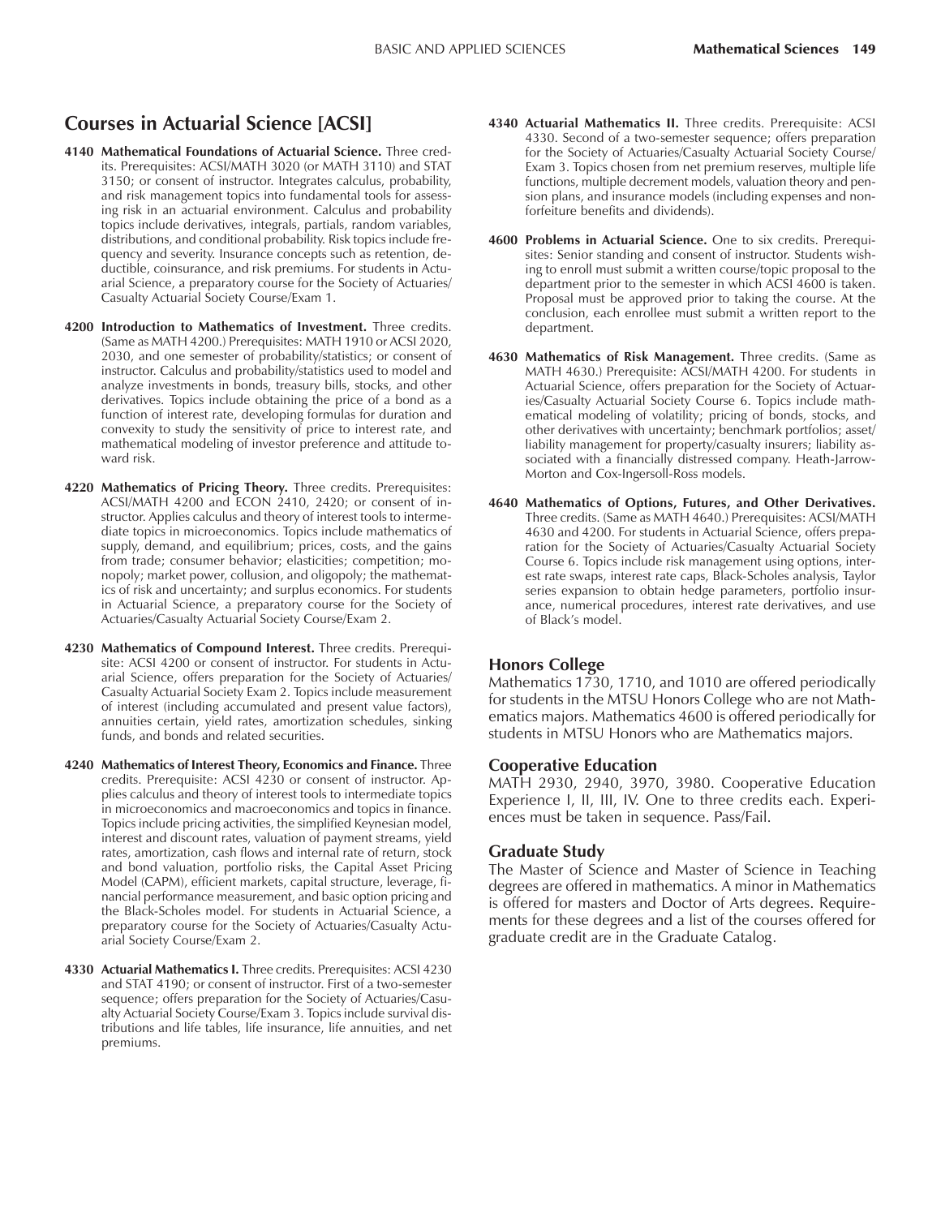## Courses in Actuarial Science [ACSI]

**4140 Mathematical Foundations of Actuarial Science.** Three credits. Prerequisites: ACSI/MATH 3020 (or MATH 3110) and STAT 3150; or consent of instructor. Integrates calculus, probability, and risk management topics into fundamental tools for assessing risk in an actuarial environment. Calculus and probability topics include derivatives, integrals, partials, random variables, distributions, and conditional probability. Risk topics include frequency and severity. Insurance concepts such as retention, deductible, coinsurance, and risk premiums. For students in Actuarial Science, a preparatory course for the Society of Actuaries/Casualty Actuarial Society Course/Exam 1.

**4200 Introduction to Mathematics of Investment.** Three credits. (Same as MATH 4200.) Prerequisites: MATH 1910 or ACSI 2020, 2030, and one semester of probability/statistics; or consent of instructor. Calculus and probability/statistics used to model and analyze investments in bonds, treasury bills, stocks, and other derivatives. Topics include obtaining the price of a bond as a function of interest rate, developing formulas for duration and convexity to study the sensitivity of price to interest rate, and mathematical modeling of investor preference and attitude toward risk.

**4220 Mathematics of Pricing Theory.** Three credits. Prerequisites: ACSI/MATH 4200 and ECON 2410, 2420; or consent of instructor. Applies calculus and theory of interest tools to intermediate topics in microeconomics. Topics include mathematics of supply, demand, and equilibrium; prices, costs, and the gains from trade; consumer behavior; elasticities; competition; monopoly; market power, collusion, and oligopoly; the mathematics of risk and uncertainty; and surplus economics. For students in Actuarial Science, a preparatory course for the Society of Actuaries/Casualty Actuarial Society Course/Exam 2.

**4230 Mathematics of Compound Interest.** Three credits. Prerequisite: ACSI 4200 or consent of instructor. For students in Actuarial Science, offers preparation for the Society of Actuaries/Casualty Actuarial Society Exam 2. Topics include measurement of interest (including accumulated and present value factors), annuities certain, yield rates, amortization schedules, sinking funds, and bonds and related securities.

**4240 Mathematics of Interest Theory, Economics and Finance.** Three credits. Prerequisite: ACSI 4230 or consent of instructor. Applies calculus and theory of interest tools to intermediate topics in microeconomics and macroeconomics and topics in finance. Topics include pricing activities, the simplified Keynesian model, interest and discount rates, valuation of payment streams, yield rates, amortization, cash flows and internal rate of return, stock and bond valuation, portfolio risks, the Capital Asset Pricing Model (CAPM), efficient markets, capital structure, leverage, financial performance measurement, and basic option pricing and the Black-Scholes model. For students in Actuarial Science, a preparatory course for the Society of Actuaries/Casualty Actuarial Society Course/Exam 2.

**4330 Actuarial Mathematics I.** Three credits. Prerequisites: ACSI 4230 and STAT 4190; or consent of instructor. First of a two-semester sequence; offers preparation for the Society of Actuaries/Casualty Actuarial Society Course/Exam 3. Topics include survival distributions and life tables, life insurance, life annuities, and net premiums.

**4340 Actuarial Mathematics II.** Three credits. Prerequisite: ACSI 4330. Second of a two-semester sequence; offers preparation for the Society of Actuaries/Casualty Actuarial Society Course/Exam 3. Topics chosen from net premium reserves, multiple life functions, multiple decrement models, valuation theory and pension plans, and insurance models (including expenses and nonforfeiture benefits and dividends).

**4600 Problems in Actuarial Science.** One to six credits. Prerequisites: Senior standing and consent of instructor. Students wishing to enroll must submit a written course/topic proposal to the department prior to the semester in which ACSI 4600 is taken. Proposal must be approved prior to taking the course. At the conclusion, each enrollee must submit a written report to the department.

**4630 Mathematics of Risk Management.** Three credits. (Same as MATH 4630.) Prerequisite: ACSI/MATH 4200. For students in Actuarial Science, offers preparation for the Society of Actuaries/Casualty Actuarial Society Course 6. Topics include mathematical modeling of volatility; pricing of bonds, stocks, and other derivatives with uncertainty; benchmark portfolios; asset/liability management for property/casualty insurers; liability associated with a financially distressed company. Heath-Jarrow-Morton and Cox-Ingersoll-Ross models.

**4640 Mathematics of Options, Futures, and Other Derivatives.** Three credits. (Same as MATH 4640.) Prerequisites: ACSI/MATH 4630 and 4200. For students in Actuarial Science, offers preparation for the Society of Actuaries/Casualty Actuarial Society Course 6. Topics include risk management using options, interest rate swaps, interest rate caps, Black-Scholes analysis, Taylor series expansion to obtain hedge parameters, portfolio insurance, numerical procedures, interest rate derivatives, and use of Black's model.

### Honors College

Mathematics 1730, 1710, and 1010 are offered periodically for students in the MTSU Honors College who are not Mathematics majors. Mathematics 4600 is offered periodically for students in MTSU Honors who are Mathematics majors.

### Cooperative Education

MATH 2930, 2940, 3970, 3980. Cooperative Education Experience I, II, III, IV. One to three credits each. Experiences must be taken in sequence. Pass/Fail.

### Graduate Study

The Master of Science and Master of Science in Teaching degrees are offered in mathematics. A minor in Mathematics is offered for masters and Doctor of Arts degrees. Requirements for these degrees and a list of the courses offered for graduate credit are in the Graduate Catalog.